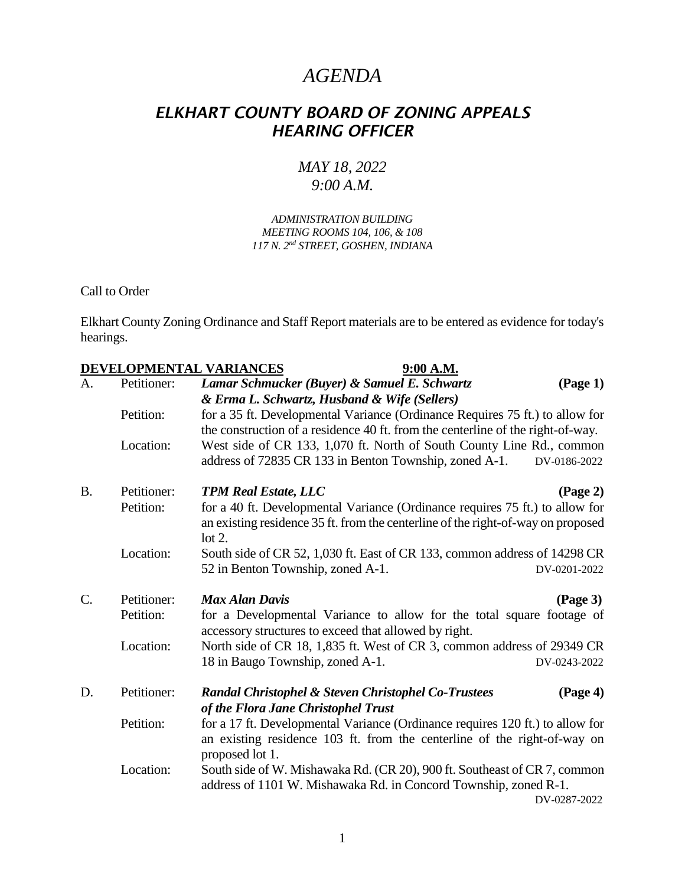# *AGENDA*

## *ELKHART COUNTY BOARD OF ZONING APPEALS HEARING OFFICER*

*MAY 18, 2022*
*9:00 A.M.*

*ADMINISTRATION BUILDING*
*MEETING ROOMS 104, 106, & 108*
*117 N. 2nd STREET, GOSHEN, INDIANA*

Call to Order

Elkhart County Zoning Ordinance and Staff Report materials are to be entered as evidence for today's hearings.

**DEVELOPMENTAL VARIANCES** **9:00 A.M.**

A. Petitioner: ***Lamar Schmucker (Buyer) & Samuel E. Schwartz & Erma L. Schwartz, Husband & Wife (Sellers)*** **(Page 1)**

Petition: for a 35 ft. Developmental Variance (Ordinance Requires 75 ft.) to allow for the construction of a residence 40 ft. from the centerline of the right-of-way.

Location: West side of CR 133, 1,070 ft. North of South County Line Rd., common address of 72835 CR 133 in Benton Township, zoned A-1. DV-0186-2022

B. Petitioner: ***TPM Real Estate, LLC*** **(Page 2)**

Petition: for a 40 ft. Developmental Variance (Ordinance requires 75 ft.) to allow for an existing residence 35 ft. from the centerline of the right-of-way on proposed lot 2.

Location: South side of CR 52, 1,030 ft. East of CR 133, common address of 14298 CR 52 in Benton Township, zoned A-1. DV-0201-2022

C. Petitioner: ***Max Alan Davis*** **(Page 3)**

Petition: for a Developmental Variance to allow for the total square footage of accessory structures to exceed that allowed by right.

Location: North side of CR 18, 1,835 ft. West of CR 3, common address of 29349 CR 18 in Baugo Township, zoned A-1. DV-0243-2022

D. Petitioner: ***Randal Christophel & Steven Christophel Co-Trustees of the Flora Jane Christophel Trust*** **(Page 4)**

Petition: for a 17 ft. Developmental Variance (Ordinance requires 120 ft.) to allow for an existing residence 103 ft. from the centerline of the right-of-way on proposed lot 1.

Location: South side of W. Mishawaka Rd. (CR 20), 900 ft. Southeast of CR 7, common address of 1101 W. Mishawaka Rd. in Concord Township, zoned R-1. DV-0287-2022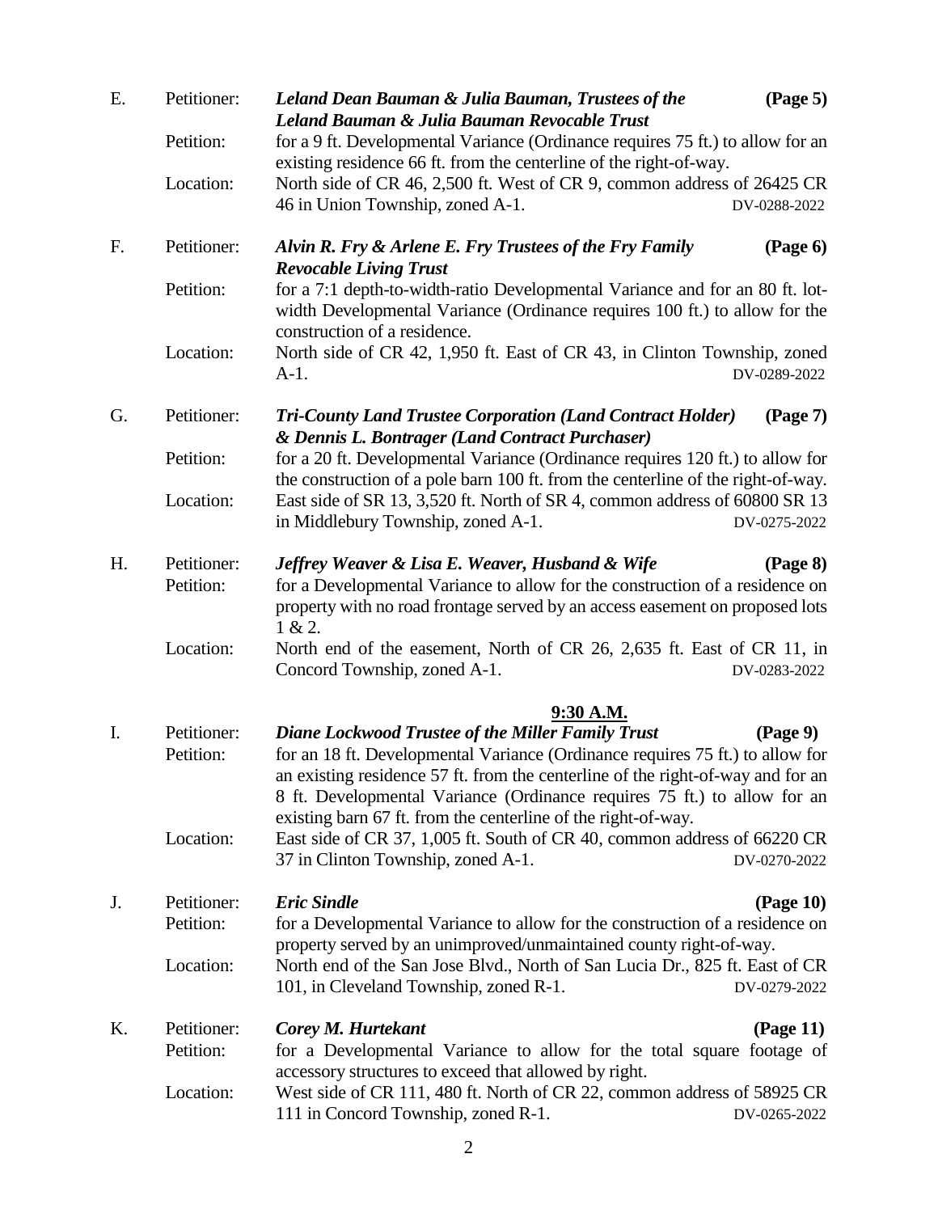E. Petitioner: ***Leland Dean Bauman & Julia Bauman, Trustees of the Leland Bauman & Julia Bauman Revocable Trust*** **(Page 5)**

Petition: for a 9 ft. Developmental Variance (Ordinance requires 75 ft.) to allow for an existing residence 66 ft. from the centerline of the right-of-way.

Location: North side of CR 46, 2,500 ft. West of CR 9, common address of 26425 CR 46 in Union Township, zoned A-1. DV-0288-2022

F. Petitioner: ***Alvin R. Fry & Arlene E. Fry Trustees of the Fry Family Revocable Living Trust*** **(Page 6)**

Petition: for a 7:1 depth-to-width-ratio Developmental Variance and for an 80 ft. lot-width Developmental Variance (Ordinance requires 100 ft.) to allow for the construction of a residence.

Location: North side of CR 42, 1,950 ft. East of CR 43, in Clinton Township, zoned A-1. DV-0289-2022

G. Petitioner: ***Tri-County Land Trustee Corporation (Land Contract Holder) & Dennis L. Bontrager (Land Contract Purchaser)*** **(Page 7)**

Petition: for a 20 ft. Developmental Variance (Ordinance requires 120 ft.) to allow for the construction of a pole barn 100 ft. from the centerline of the right-of-way.

Location: East side of SR 13, 3,520 ft. North of SR 4, common address of 60800 SR 13 in Middlebury Township, zoned A-1. DV-0275-2022

H. Petitioner: ***Jeffrey Weaver & Lisa E. Weaver, Husband & Wife*** **(Page 8)**

Petition: for a Developmental Variance to allow for the construction of a residence on property with no road frontage served by an access easement on proposed lots 1 & 2.

Location: North end of the easement, North of CR 26, 2,635 ft. East of CR 11, in Concord Township, zoned A-1. DV-0283-2022

**9:30 A.M.**

I. Petitioner: ***Diane Lockwood Trustee of the Miller Family Trust*** **(Page 9)**

Petition: for an 18 ft. Developmental Variance (Ordinance requires 75 ft.) to allow for an existing residence 57 ft. from the centerline of the right-of-way and for an 8 ft. Developmental Variance (Ordinance requires 75 ft.) to allow for an existing barn 67 ft. from the centerline of the right-of-way.

Location: East side of CR 37, 1,005 ft. South of CR 40, common address of 66220 CR 37 in Clinton Township, zoned A-1. DV-0270-2022

J. Petitioner: ***Eric Sindle*** **(Page 10)**

Petition: for a Developmental Variance to allow for the construction of a residence on property served by an unimproved/unmaintained county right-of-way.

Location: North end of the San Jose Blvd., North of San Lucia Dr., 825 ft. East of CR 101, in Cleveland Township, zoned R-1. DV-0279-2022

K. Petitioner: ***Corey M. Hurtekant*** **(Page 11)**

Petition: for a Developmental Variance to allow for the total square footage of accessory structures to exceed that allowed by right.

Location: West side of CR 111, 480 ft. North of CR 22, common address of 58925 CR 111 in Concord Township, zoned R-1. DV-0265-2022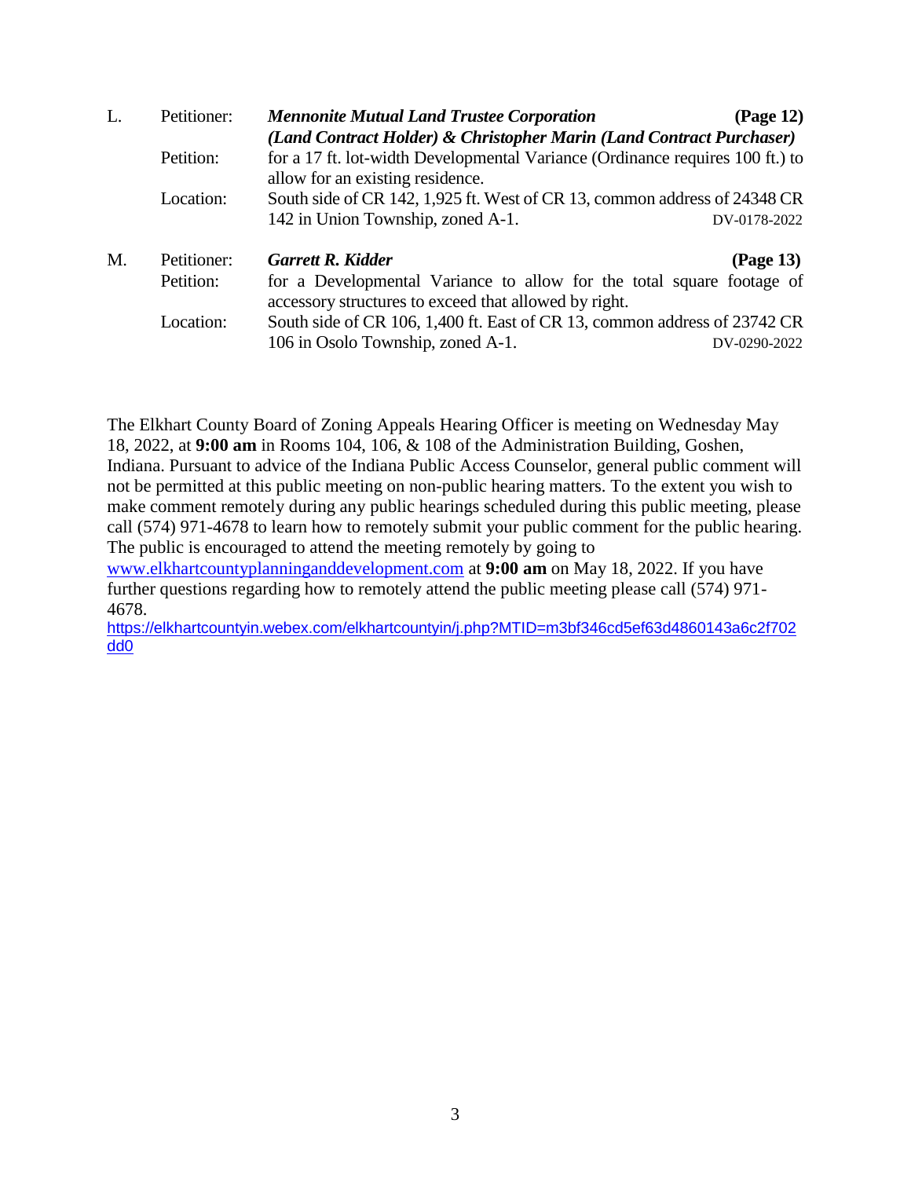| | | | |
|---|---|---|---|
| L. | Petitioner: | ***Mennonite Mutual Land Trustee Corporation (Land Contract Holder) & Christopher Marin (Land Contract Purchaser)*** | **(Page 12)** |
| | Petition: | for a 17 ft. lot-width Developmental Variance (Ordinance requires 100 ft.) to allow for an existing residence. | |
| | Location: | South side of CR 142, 1,925 ft. West of CR 13, common address of 24348 CR 142 in Union Township, zoned A-1. | DV-0178-2022 |
| M. | Petitioner: | ***Garrett R. Kidder*** | **(Page 13)** |
| | Petition: | for a Developmental Variance to allow for the total square footage of accessory structures to exceed that allowed by right. | |
| | Location: | South side of CR 106, 1,400 ft. East of CR 13, common address of 23742 CR 106 in Osolo Township, zoned A-1. | DV-0290-2022 |

The Elkhart County Board of Zoning Appeals Hearing Officer is meeting on Wednesday May 18, 2022, at **9:00 am** in Rooms 104, 106, & 108 of the Administration Building, Goshen, Indiana. Pursuant to advice of the Indiana Public Access Counselor, general public comment will not be permitted at this public meeting on non-public hearing matters. To the extent you wish to make comment remotely during any public hearings scheduled during this public meeting, please call (574) 971-4678 to learn how to remotely submit your public comment for the public hearing. The public is encouraged to attend the meeting remotely by going to www.elkhartcountyplanninganddevelopment.com at **9:00 am** on May 18, 2022. If you have further questions regarding how to remotely attend the public meeting please call (574) 971-4678.
https://elkhartcountyin.webex.com/elkhartcountyin/j.php?MTID=m3bf346cd5ef63d4860143a6c2f702dd0